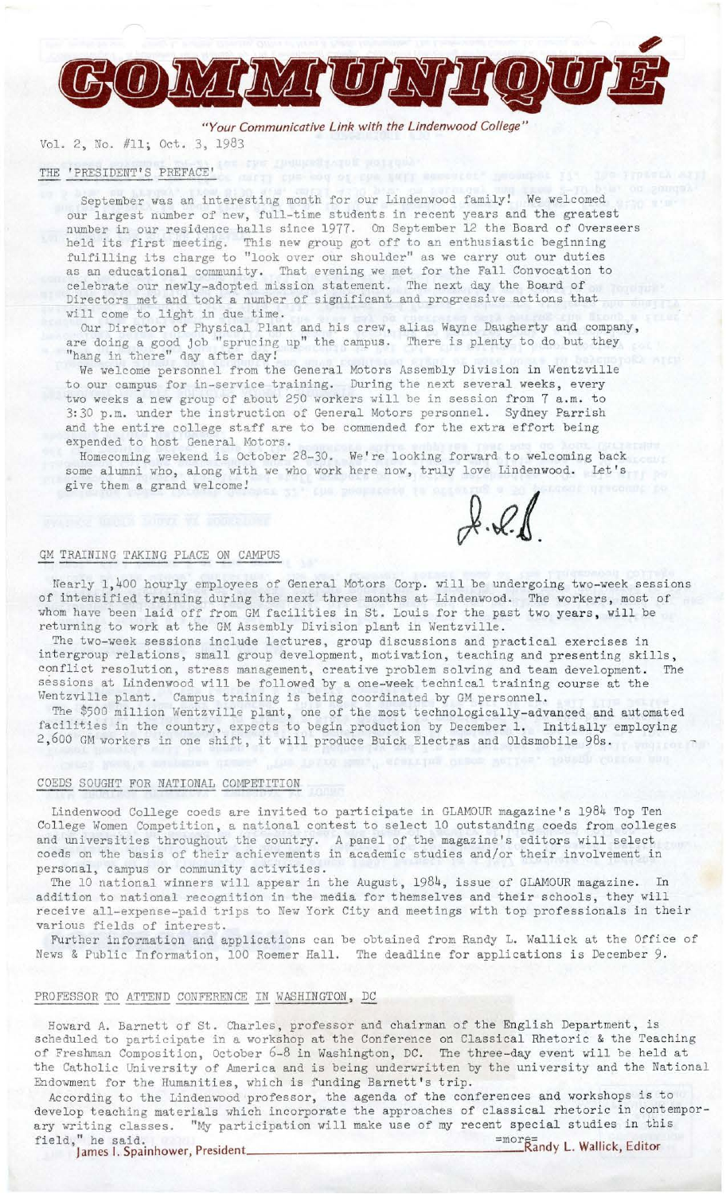# COMMUNIQUÉ

*"Your Communicative Link with the Lindenwood College"*

Vol. 2, No. #11; Oct. 3, 1983

## THE 'PRESIDENT'S PREFACE'

September was an interesting month for our Lindenwood family! We welcomed our largest number of new, full-time students in recent years and the greatest number in our residence halls since 1977. On September 12 the Board of Overseers held its first meeting. This new group got off to an enthusiastic beginning fulfilling its charge to "look over our shoulder" as we carry out our duties as an educational community. That evening we met for the Fall Convocation to celebrate our newly-adopted mission statement. The next day the Board of Directors met and took a number of significant and progressive actions that will come to light in due time.

Our Director of Physical Plant and his crew, alias Wayne Daugherty and company, are doing a good job "sprucing up" the campus. There is plenty to do but they "hang in there" day after day!

We welcome personnel from the General Motors Assembly Division in Wentzville to our campus for in-service training. During the next several weeks, every two weeks a new group of about 250 workers will be in session from 7 a.m. to 3:30 p.m. under the instruction of General Motors personnel. Sydney Parrish and the entire college staff are to be commended for the extra effort being expended to host General Motors.

Homecoming weekend is October 28-30. We're looking forward to welcoming back some alumni who, along with we who work here now, truly love Lindenwood. Let's give them a grand welcome!

J.I.S.

## GM TRAINING TAKING PLACE ON CAMPUS

Nearly 1,400 hourly employees of General Motors Corp. will be undergoing two-week sessions of intensified training during the next three months at Lindenwood. The workers, most of whom have been laid off from GM facilities in St. Louis for the past two years, will be returning to work at the GM Assembly Division plant in Wentzville.

The two-week sessions include lectures, group discussions and practical exercises in intergroup relations, small group development, motivation, teaching and presenting skills, conflict resolution, stress management, creative problem solving and team development. The sessions at Lindenwood will be followed by a one-week technical training course at the Wentzville plant. Campus training is being coordinated by GM personnel.

The $500 million Wentzville plant, one of the most technologically-advanced and automated facilities in the country, expects to begin production by December 1. Initially employing 2,600 GM workers in one shift, it will produce Buick Electras and Oldsmobile 98s.

## COEDS SOUGHT FOR NATIONAL COMPETITION

Lindenwood College coeds are invited to participate in GLAMOUR magazine's 1984 Top Ten College Women Competition, a national contest to select 10 outstanding coeds from colleges and universities throughout the country. A panel of the magazine's editors will select coeds on the basis of their achievements in academic studies and/or their involvement in personal, campus or community activities.

The 10 national winners will appear in the August, 1984, issue of GLAMOUR magazine. In addition to national recognition in the media for themselves and their schools, they will receive all-expense-paid trips to New York City and meetings with top professionals in their various fields of interest.

Further information and applications can be obtained from Randy L. Wallick at the Office of News & Public Information, 100 Roemer Hall. The deadline for applications is December 9.

## PROFESSOR TO ATTEND CONFERENCE IN WASHINGTON, DC

Howard A. Barnett of St. Charles, professor and chairman of the English Department, is scheduled to participate in a workshop at the Conference on Classical Rhetoric & the Teaching of Freshman Composition, October 6-8 in Washington, DC. The three-day event will be held at the Catholic University of America and is being underwritten by the university and the National Endowment for the Humanities, which is funding Barnett's trip.

According to the Lindenwood professor, the agenda of the conferences and workshops is to develop teaching materials which incorporate the approaches of classical rhetoric in contemporary writing classes. "My participation will make use of my recent special studies in this field," he said.

=more=

James I. Spainhower, President — Randy L. Wallick, Editor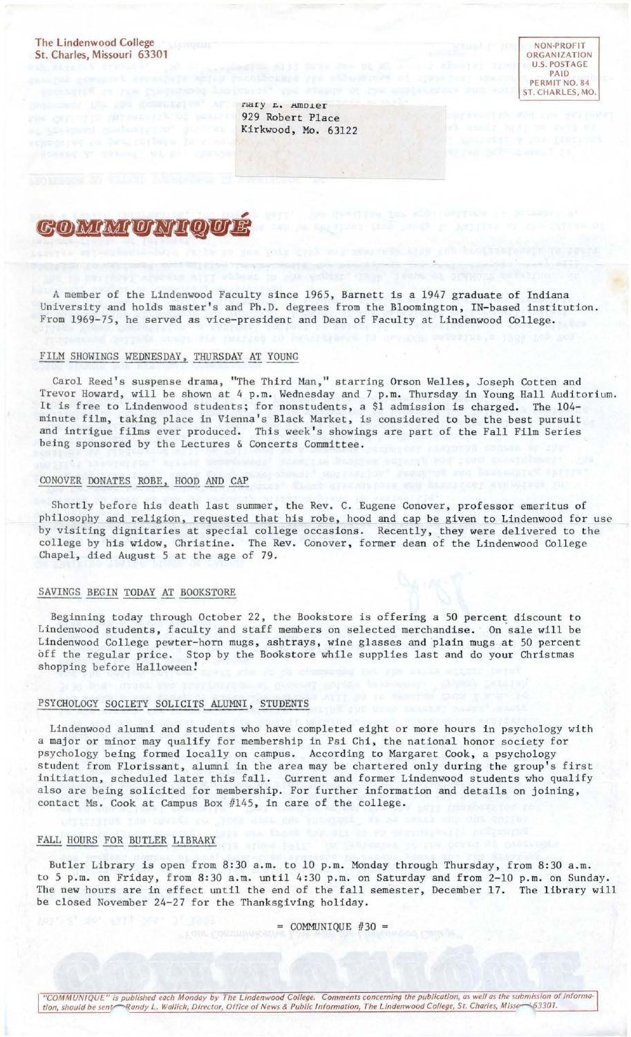The Lindenwood College
St. Charles, Missouri 63301

NON-PROFIT ORGANIZATION
U.S. POSTAGE PAID
PERMIT NO. 84
ST. CHARLES, MO.

Mary E. Ambler
929 Robert Place
Kirkwood, Mo. 63122

# COMMUNIQUÉ

A member of the Lindenwood Faculty since 1965, Barnett is a 1947 graduate of Indiana University and holds master's and Ph.D. degrees from the Bloomington, IN-based institution. From 1969-75, he served as vice-president and Dean of Faculty at Lindenwood College.

## FILM SHOWINGS WEDNESDAY, THURSDAY AT YOUNG

Carol Reed's suspense drama, "The Third Man," starring Orson Welles, Joseph Cotten and Trevor Howard, will be shown at 4 p.m. Wednesday and 7 p.m. Thursday in Young Hall Auditorium. It is free to Lindenwood students; for nonstudents, a $1 admission is charged. The 104-minute film, taking place in Vienna's Black Market, is considered to be the best pursuit and intrigue films ever produced. This week's showings are part of the Fall Film Series being sponsored by the Lectures & Concerts Committee.

## CONOVER DONATES ROBE, HOOD AND CAP

Shortly before his death last summer, the Rev. C. Eugene Conover, professor emeritus of philosophy and religion, requested that his robe, hood and cap be given to Lindenwood for use by visiting dignitaries at special college occasions. Recently, they were delivered to the college by his widow, Christine. The Rev. Conover, former dean of the Lindenwood College Chapel, died August 5 at the age of 79.

## SAVINGS BEGIN TODAY AT BOOKSTORE

Beginning today through October 22, the Bookstore is offering a 50 percent discount to Lindenwood students, faculty and staff members on selected merchandise. On sale will be Lindenwood College pewter-horn mugs, ashtrays, wine glasses and plain mugs at 50 percent off the regular price. Stop by the Bookstore while supplies last and do your Christmas shopping before Halloween!

## PSYCHOLOGY SOCIETY SOLICITS ALUMNI, STUDENTS

Lindenwood alumni and students who have completed eight or more hours in psychology with a major or minor may qualify for membership in Psi Chi, the national honor society for psychology being formed locally on campus. According to Margaret Cook, a psychology student from Florissant, alumni in the area may be chartered only during the group's first initiation, scheduled later this fall. Current and former Lindenwood students who qualify also are being solicited for membership. For further information and details on joining, contact Ms. Cook at Campus Box #145, in care of the college.

## FALL HOURS FOR BUTLER LIBRARY

Butler Library is open from 8:30 a.m. to 10 p.m. Monday through Thursday, from 8:30 a.m. to 5 p.m. on Friday, from 8:30 a.m. until 4:30 p.m. on Saturday and from 2-10 p.m. on Sunday. The new hours are in effect until the end of the fall semester, December 17. The library will be closed November 24-27 for the Thanksgiving holiday.

= COMMUNIQUE #30 =

*"COMMUNIQUE" is published each Monday by The Lindenwood College. Comments concerning the publication, as well as the submission of information, should be sent to Randy L. Wallick, Director, Office of News & Public Information, The Lindenwood College, St. Charles, Missouri 63301.*